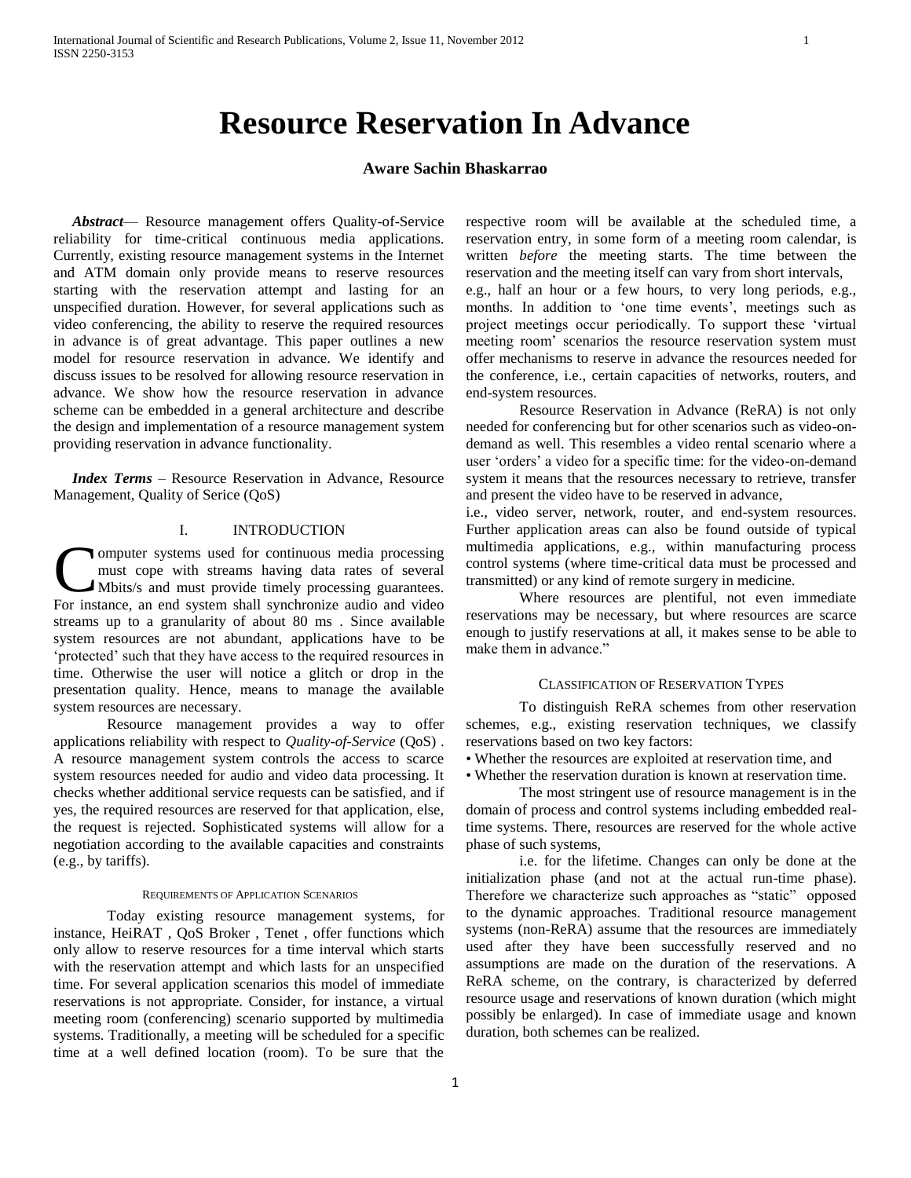# Resource Reservation In Advance

**Aware Sachin Bhaskarrao**

***Abstract***— Resource management offers Quality-of-Service reliability for time-critical continuous media applications. Currently, existing resource management systems in the Internet and ATM domain only provide means to reserve resources starting with the reservation attempt and lasting for an unspecified duration. However, for several applications such as video conferencing, the ability to reserve the required resources in advance is of great advantage. This paper outlines a new model for resource reservation in advance. We identify and discuss issues to be resolved for allowing resource reservation in advance. We show how the resource reservation in advance scheme can be embedded in a general architecture and describe the design and implementation of a resource management system providing reservation in advance functionality.

***Index Terms*** – Resource Reservation in Advance, Resource Management, Quality of Serice (QoS)

## I. INTRODUCTION

Computer systems used for continuous media processing must cope with streams having data rates of several Mbits/s and must provide timely processing guarantees. For instance, an end system shall synchronize audio and video streams up to a granularity of about 80 ms . Since available system resources are not abundant, applications have to be 'protected' such that they have access to the required resources in time. Otherwise the user will notice a glitch or drop in the presentation quality. Hence, means to manage the available system resources are necessary.

Resource management provides a way to offer applications reliability with respect to *Quality-of-Service* (QoS) . A resource management system controls the access to scarce system resources needed for audio and video data processing. It checks whether additional service requests can be satisfied, and if yes, the required resources are reserved for that application, else, the request is rejected. Sophisticated systems will allow for a negotiation according to the available capacities and constraints (e.g., by tariffs).

### REQUIREMENTS OF APPLICATION SCENARIOS

Today existing resource management systems, for instance, HeiRAT , QoS Broker , Tenet , offer functions which only allow to reserve resources for a time interval which starts with the reservation attempt and which lasts for an unspecified time. For several application scenarios this model of immediate reservations is not appropriate. Consider, for instance, a virtual meeting room (conferencing) scenario supported by multimedia systems. Traditionally, a meeting will be scheduled for a specific time at a well defined location (room). To be sure that the respective room will be available at the scheduled time, a reservation entry, in some form of a meeting room calendar, is written *before* the meeting starts. The time between the reservation and the meeting itself can vary from short intervals,

e.g., half an hour or a few hours, to very long periods, e.g., months. In addition to 'one time events', meetings such as project meetings occur periodically. To support these 'virtual meeting room' scenarios the resource reservation system must offer mechanisms to reserve in advance the resources needed for the conference, i.e., certain capacities of networks, routers, and end-system resources.

Resource Reservation in Advance (ReRA) is not only needed for conferencing but for other scenarios such as video-on-demand as well. This resembles a video rental scenario where a user 'orders' a video for a specific time: for the video-on-demand system it means that the resources necessary to retrieve, transfer and present the video have to be reserved in advance,

i.e., video server, network, router, and end-system resources. Further application areas can also be found outside of typical multimedia applications, e.g., within manufacturing process control systems (where time-critical data must be processed and transmitted) or any kind of remote surgery in medicine.

Where resources are plentiful, not even immediate reservations may be necessary, but where resources are scarce enough to justify reservations at all, it makes sense to be able to make them in advance."

### CLASSIFICATION OF RESERVATION TYPES

To distinguish ReRA schemes from other reservation schemes, e.g., existing reservation techniques, we classify reservations based on two key factors:

- Whether the resources are exploited at reservation time, and
- Whether the reservation duration is known at reservation time.

The most stringent use of resource management is in the domain of process and control systems including embedded real-time systems. There, resources are reserved for the whole active phase of such systems,

i.e. for the lifetime. Changes can only be done at the initialization phase (and not at the actual run-time phase). Therefore we characterize such approaches as "static" opposed to the dynamic approaches. Traditional resource management systems (non-ReRA) assume that the resources are immediately used after they have been successfully reserved and no assumptions are made on the duration of the reservations. A ReRA scheme, on the contrary, is characterized by deferred resource usage and reservations of known duration (which might possibly be enlarged). In case of immediate usage and known duration, both schemes can be realized.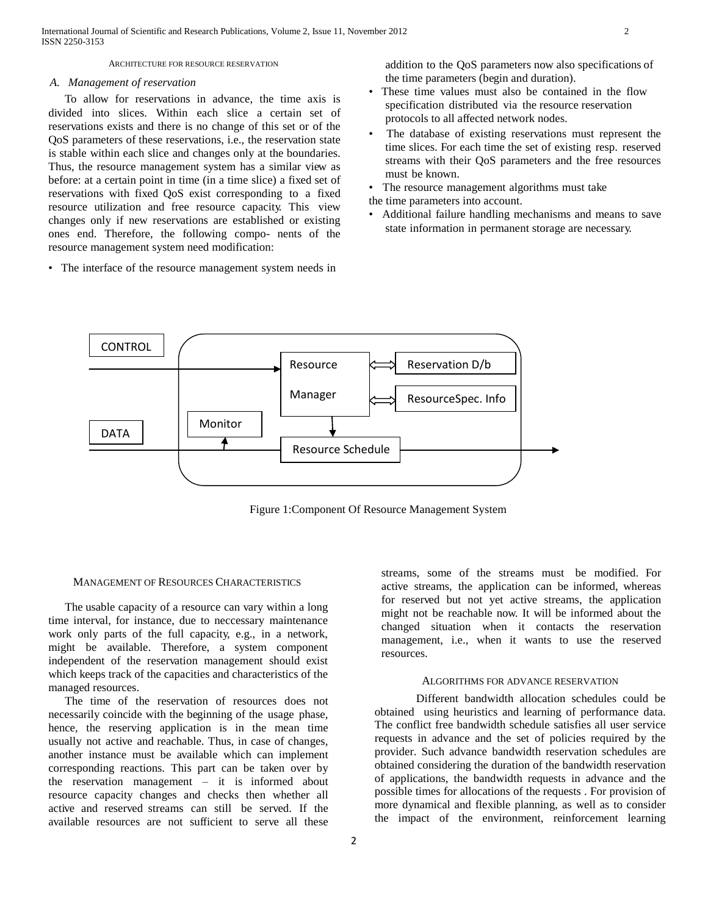## ARCHITECTURE FOR RESOURCE RESERVATION

### *A. Management of reservation*

To allow for reservations in advance, the time axis is divided into slices. Within each slice a certain set of reservations exists and there is no change of this set or of the QoS parameters of these reservations, i.e., the reservation state is stable within each slice and changes only at the boundaries. Thus, the resource management system has a similar view as before: at a certain point in time (in a time slice) a fixed set of reservations with fixed QoS exist corresponding to a fixed resource utilization and free resource capacity. This view changes only if new reservations are established or existing ones end. Therefore, the following compo- nents of the resource management system need modification:

- The interface of the resource management system needs in addition to the QoS parameters now also specifications of the time parameters (begin and duration).
- These time values must also be contained in the flow specification distributed via the resource reservation protocols to all affected network nodes.
- The database of existing reservations must represent the time slices. For each time the set of existing resp. reserved streams with their QoS parameters and the free resources must be known.
- The resource management algorithms must take the time parameters into account.
- Additional failure handling mechanisms and means to save state information in permanent storage are necessary.

CONTROL
DATA
Resource Manager
Reservation D/b
ResourceSpec. Info
Monitor
Resource Schedule

Figure 1:Component Of Resource Management System

## MANAGEMENT OF RESOURCES CHARACTERISTICS

The usable capacity of a resource can vary within a long time interval, for instance, due to neccessary maintenance work only parts of the full capacity, e.g., in a network, might be available. Therefore, a system component independent of the reservation management should exist which keeps track of the capacities and characteristics of the managed resources.

The time of the reservation of resources does not necessarily coincide with the beginning of the usage phase, hence, the reserving application is in the mean time usually not active and reachable. Thus, in case of changes, another instance must be available which can implement corresponding reactions. This part can be taken over by the reservation management – it is informed about resource capacity changes and checks then whether all active and reserved streams can still be served. If the available resources are not sufficient to serve all these streams, some of the streams must be modified. For active streams, the application can be informed, whereas for reserved but not yet active streams, the application might not be reachable now. It will be informed about the changed situation when it contacts the reservation management, i.e., when it wants to use the reserved resources.

## ALGORITHMS FOR ADVANCE RESERVATION

Different bandwidth allocation schedules could be obtained using heuristics and learning of performance data. The conflict free bandwidth schedule satisfies all user service requests in advance and the set of policies required by the provider. Such advance bandwidth reservation schedules are obtained considering the duration of the bandwidth reservation of applications, the bandwidth requests in advance and the possible times for allocations of the requests . For provision of more dynamical and flexible planning, as well as to consider the impact of the environment, reinforcement learning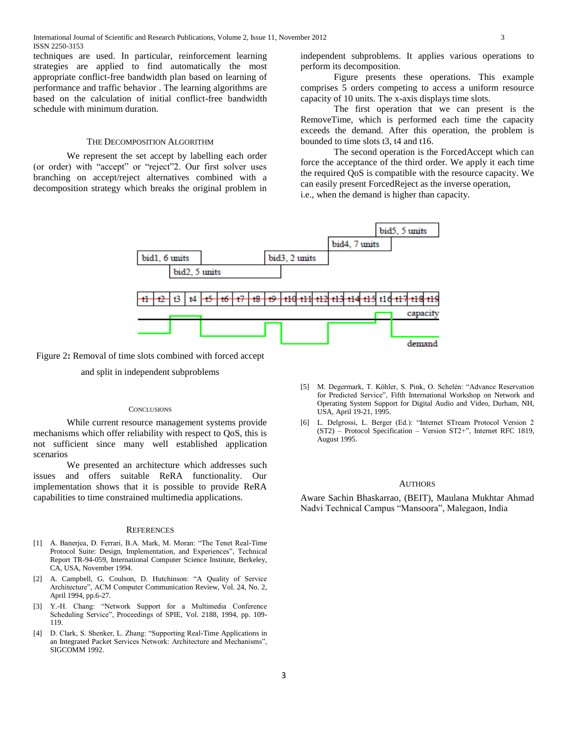techniques are used. In particular, reinforcement learning strategies are applied to find automatically the most appropriate conflict-free bandwidth plan based on learning of performance and traffic behavior . The learning algorithms are based on the calculation of initial conflict-free bandwidth schedule with minimum duration.

## The Decomposition Algorithm

We represent the set accept by labelling each order (or order) with "accept" or "reject"2. Our first solver uses branching on accept/reject alternatives combined with a decomposition strategy which breaks the original problem in independent subproblems. It applies various operations to perform its decomposition.

Figure presents these operations. This example comprises 5 orders competing to access a uniform resource capacity of 10 units. The x-axis displays time slots.

The first operation that we can present is the RemoveTime, which is performed each time the capacity exceeds the demand. After this operation, the problem is bounded to time slots t3, t4 and t16.

The second operation is the ForcedAccept which can force the acceptance of the third order. We apply it each time the required QoS is compatible with the resource capacity. We can easily present ForcedReject as the inverse operation, i.e., when the demand is higher than capacity.

bid5, 5 units
bid4, 7 units
bid1, 6 units
bid3, 2 units
bid2, 5 units
t1 t2 t3 t4 t5 t6 t7 t8 t9 t10 t11 t12 t13 t14 t15 t16 t17 t18 t19
capacity
demand

Figure 2**:** Removal of time slots combined with forced accept and split in independent subproblems

## Conclusions

While current resource management systems provide mechanisms which offer reliability with respect to QoS, this is not sufficient since many well established application scenarios

We presented an architecture which addresses such issues and offers suitable ReRA functionality. Our implementation shows that it is possible to provide ReRA capabilities to time constrained multimedia applications.

## References

[1] A. Banerjea, D. Ferrari, B.A. Mark, M. Moran: "The Tenet Real-Time Protocol Suite: Design, Implementation, and Experiences", Technical Report TR-94-059, International Computer Science Institute, Berkeley, CA, USA, November 1994.

[2] A. Campbell, G. Coulson, D. Hutchinson: "A Quality of Service Architecture", ACM Computer Communication Review, Vol. 24, No. 2, April 1994, pp.6-27.

[3] Y.-H. Chang: "Network Support for a Multimedia Conference Scheduling Service", Proceedings of SPIE, Vol. 2188, 1994, pp. 109-119.

[4] D. Clark, S. Shenker, L. Zhang: "Supporting Real-Time Applications in an Integrated Packet Services Network: Architecture and Mechanisms", SIGCOMM 1992.

[5] M. Degermark, T. Köhler, S. Pink, O. Schelén: "Advance Reservation for Predicted Service", Fifth International Workshop on Network and Operating System Support for Digital Audio and Video, Durham, NH, USA, April 19-21, 1995.

[6] L. Delgrossi, L. Berger (Ed.): "Internet STream Protocol Version 2 (ST2) – Protocol Specification – Version ST2+", Internet RFC 1819, August 1995.

## Authors

Aware Sachin Bhaskarrao, (BEIT), Maulana Mukhtar Ahmad Nadvi Technical Campus "Mansoora", Malegaon, India